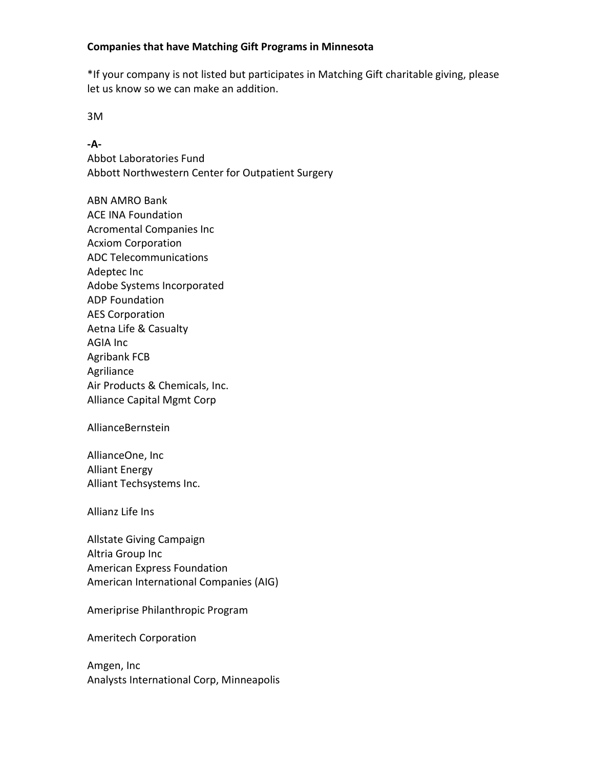**Companies that have Matching Gift Programs in Minnesota**

*If your company is not listed but participates in Matching Gift charitable giving, please let us know so we can make an addition.

3M

**-A-**

Abbot Laboratories Fund
Abbott Northwestern Center for Outpatient Surgery

ABN AMRO Bank
ACE INA Foundation
Acromental Companies Inc
Acxiom Corporation
ADC Telecommunications
Adeptec Inc
Adobe Systems Incorporated
ADP Foundation
AES Corporation
Aetna Life & Casualty
AGIA Inc
Agribank FCB
Agriliance
Air Products & Chemicals, Inc.
Alliance Capital Mgmt Corp

AllianceBernstein

AllianceOne, Inc
Alliant Energy
Alliant Techsystems Inc.

Allianz Life Ins

Allstate Giving Campaign
Altria Group Inc
American Express Foundation
American International Companies (AIG)

Ameriprise Philanthropic Program

Ameritech Corporation

Amgen, Inc
Analysts International Corp, Minneapolis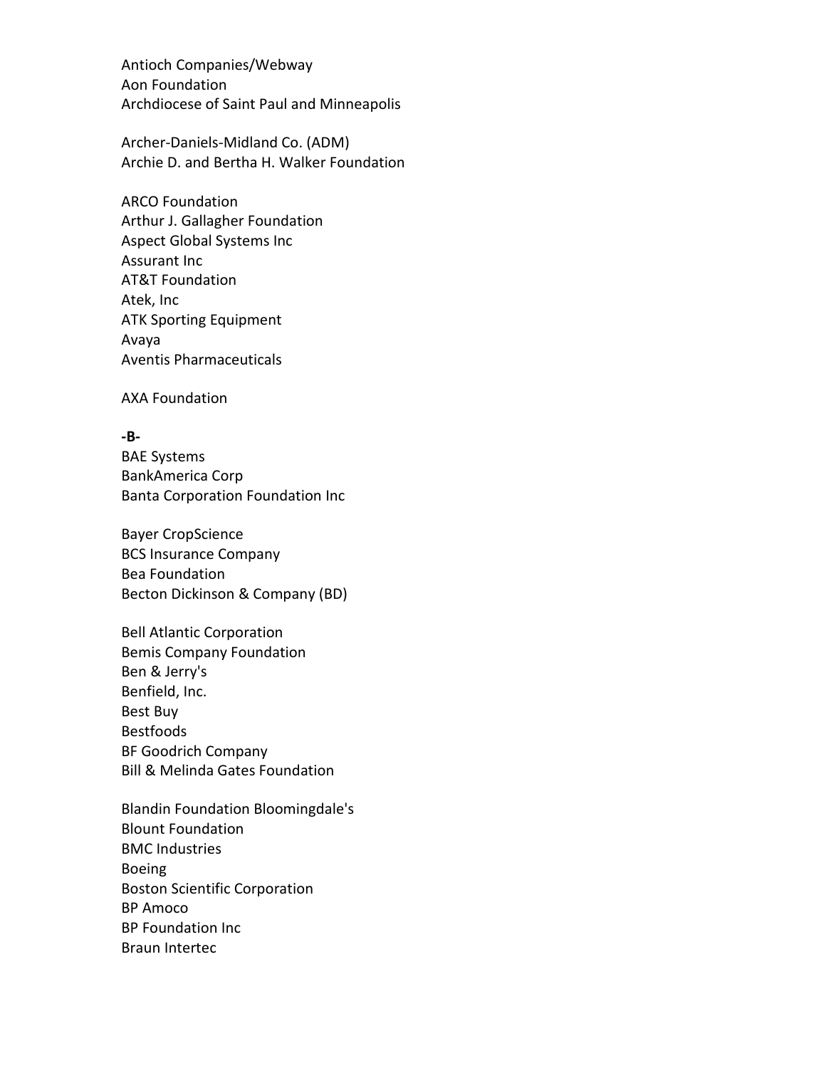Antioch Companies/Webway
Aon Foundation
Archdiocese of Saint Paul and Minneapolis

Archer-Daniels-Midland Co. (ADM)
Archie D. and Bertha H. Walker Foundation

ARCO Foundation
Arthur J. Gallagher Foundation
Aspect Global Systems Inc
Assurant Inc
AT&T Foundation
Atek, Inc
ATK Sporting Equipment
Avaya
Aventis Pharmaceuticals

AXA Foundation

**-B-**
BAE Systems
BankAmerica Corp
Banta Corporation Foundation Inc

Bayer CropScience
BCS Insurance Company
Bea Foundation
Becton Dickinson & Company (BD)

Bell Atlantic Corporation
Bemis Company Foundation
Ben & Jerry's
Benfield, Inc.
Best Buy
Bestfoods
BF Goodrich Company
Bill & Melinda Gates Foundation

Blandin Foundation Bloomingdale's
Blount Foundation
BMC Industries
Boeing
Boston Scientific Corporation
BP Amoco
BP Foundation Inc
Braun Intertec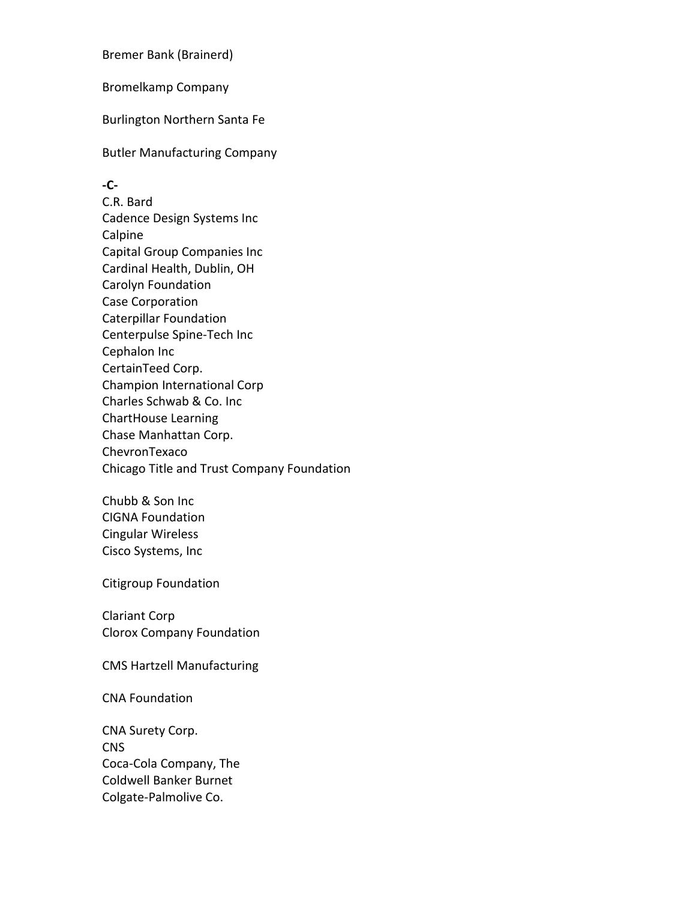Bremer Bank (Brainerd)

Bromelkamp Company

Burlington Northern Santa Fe

Butler Manufacturing Company

**-C-**

C.R. Bard
Cadence Design Systems Inc
Calpine
Capital Group Companies Inc
Cardinal Health, Dublin, OH
Carolyn Foundation
Case Corporation
Caterpillar Foundation
Centerpulse Spine-Tech Inc
Cephalon Inc
CertainTeed Corp.
Champion International Corp
Charles Schwab & Co. Inc
ChartHouse Learning
Chase Manhattan Corp.
ChevronTexaco
Chicago Title and Trust Company Foundation

Chubb & Son Inc
CIGNA Foundation
Cingular Wireless
Cisco Systems, Inc

Citigroup Foundation

Clariant Corp
Clorox Company Foundation

CMS Hartzell Manufacturing

CNA Foundation

CNA Surety Corp.
CNS
Coca-Cola Company, The
Coldwell Banker Burnet
Colgate-Palmolive Co.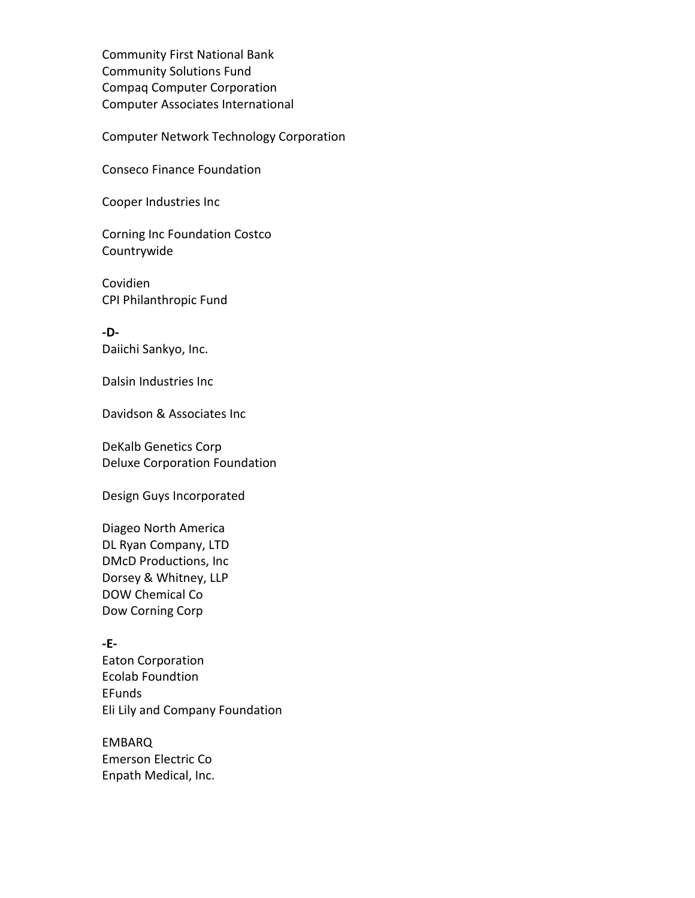Community First National Bank
Community Solutions Fund
Compaq Computer Corporation
Computer Associates International

Computer Network Technology Corporation

Conseco Finance Foundation

Cooper Industries Inc

Corning Inc Foundation Costco
Countrywide

Covidien
CPI Philanthropic Fund

**-D-**
Daiichi Sankyo, Inc.

Dalsin Industries Inc

Davidson & Associates Inc

DeKalb Genetics Corp
Deluxe Corporation Foundation

Design Guys Incorporated

Diageo North America
DL Ryan Company, LTD
DMcD Productions, Inc
Dorsey & Whitney, LLP
DOW Chemical Co
Dow Corning Corp

**-E-**
Eaton Corporation
Ecolab Foundtion
EFunds
Eli Lily and Company Foundation

EMBARQ
Emerson Electric Co
Enpath Medical, Inc.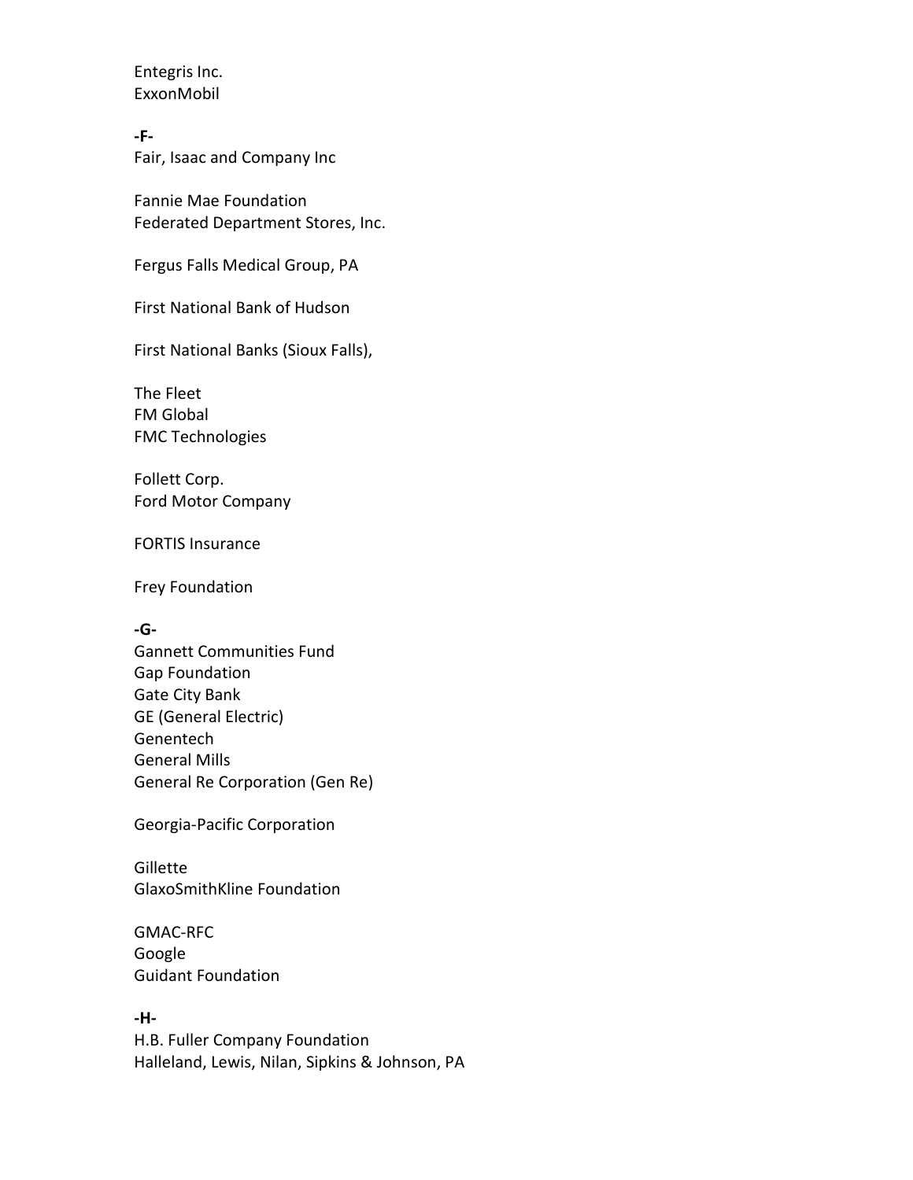Entegris Inc.
ExxonMobil

**-F-**
Fair, Isaac and Company Inc

Fannie Mae Foundation
Federated Department Stores, Inc.

Fergus Falls Medical Group, PA

First National Bank of Hudson

First National Banks (Sioux Falls),

The Fleet
FM Global
FMC Technologies

Follett Corp.
Ford Motor Company

FORTIS Insurance

Frey Foundation

**-G-**
Gannett Communities Fund
Gap Foundation
Gate City Bank
GE (General Electric)
Genentech
General Mills
General Re Corporation (Gen Re)

Georgia-Pacific Corporation

Gillette
GlaxoSmithKline Foundation

GMAC-RFC
Google
Guidant Foundation

**-H-**
H.B. Fuller Company Foundation
Halleland, Lewis, Nilan, Sipkins & Johnson, PA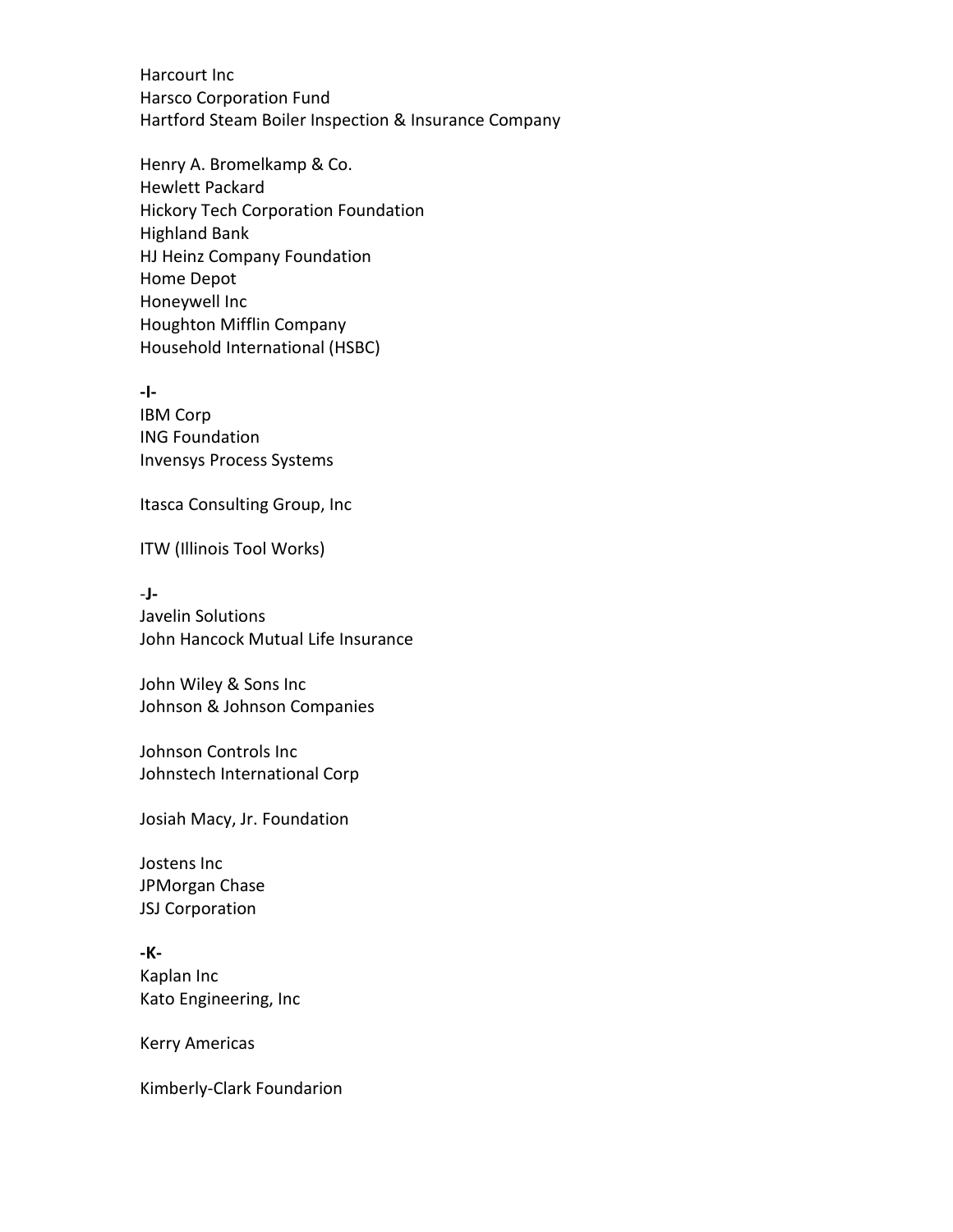Harcourt Inc
Harsco Corporation Fund
Hartford Steam Boiler Inspection & Insurance Company

Henry A. Bromelkamp & Co.
Hewlett Packard
Hickory Tech Corporation Foundation
Highland Bank
HJ Heinz Company Foundation
Home Depot
Honeywell Inc
Houghton Mifflin Company
Household International (HSBC)

**-I-**
IBM Corp
ING Foundation
Invensys Process Systems

Itasca Consulting Group, Inc

ITW (Illinois Tool Works)

-**J-**
Javelin Solutions
John Hancock Mutual Life Insurance

John Wiley & Sons Inc
Johnson & Johnson Companies

Johnson Controls Inc
Johnstech International Corp

Josiah Macy, Jr. Foundation

Jostens Inc
JPMorgan Chase
JSJ Corporation

**-K-**
Kaplan Inc
Kato Engineering, Inc

Kerry Americas

Kimberly-Clark Foundarion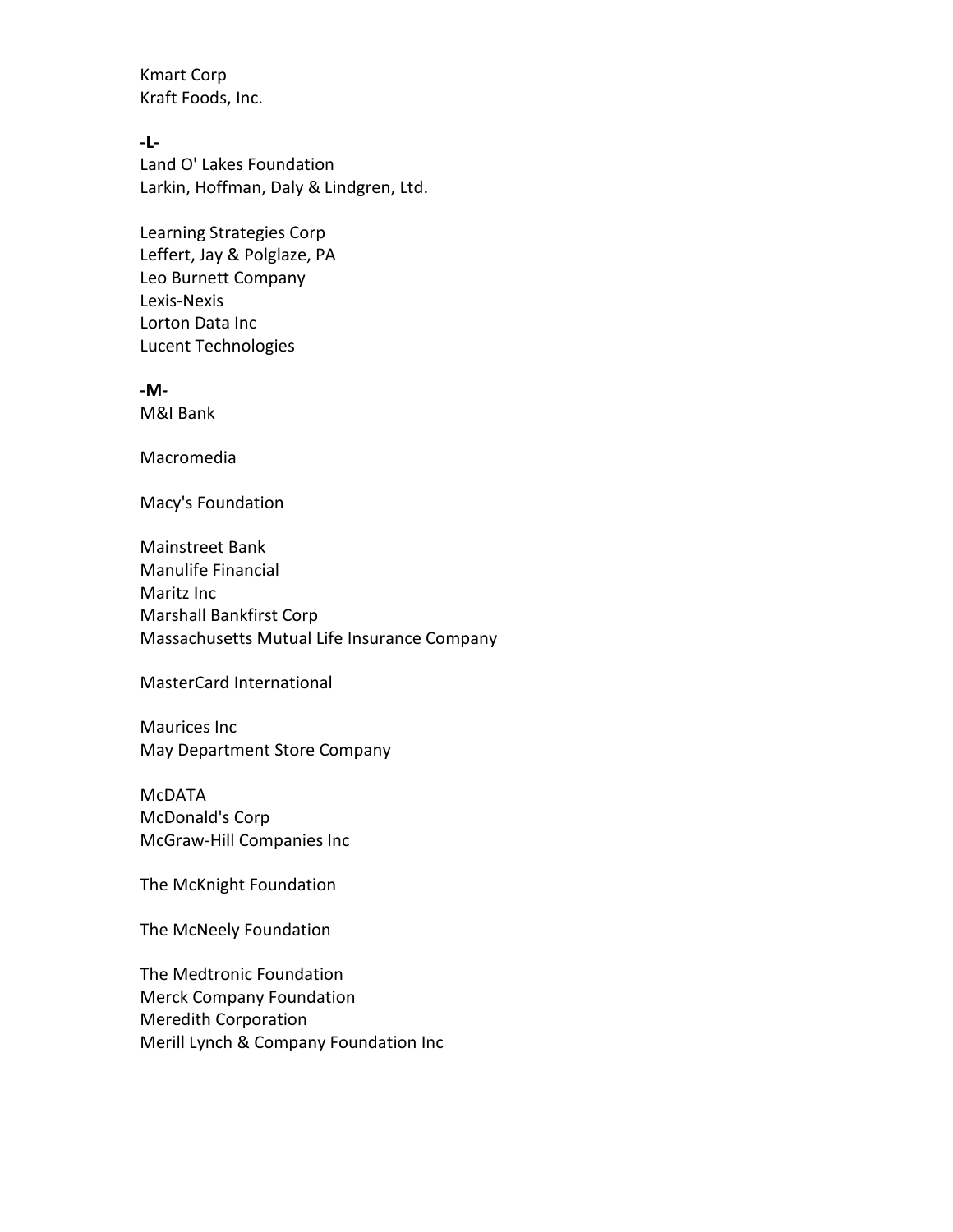Kmart Corp
Kraft Foods, Inc.

**-L-**
Land O' Lakes Foundation
Larkin, Hoffman, Daly & Lindgren, Ltd.

Learning Strategies Corp
Leffert, Jay & Polglaze, PA
Leo Burnett Company
Lexis-Nexis
Lorton Data Inc
Lucent Technologies

**-M-**
M&I Bank

Macromedia

Macy's Foundation

Mainstreet Bank
Manulife Financial
Maritz Inc
Marshall Bankfirst Corp
Massachusetts Mutual Life Insurance Company

MasterCard International

Maurices Inc
May Department Store Company

McDATA
McDonald's Corp
McGraw-Hill Companies Inc

The McKnight Foundation

The McNeely Foundation

The Medtronic Foundation
Merck Company Foundation
Meredith Corporation
Merill Lynch & Company Foundation Inc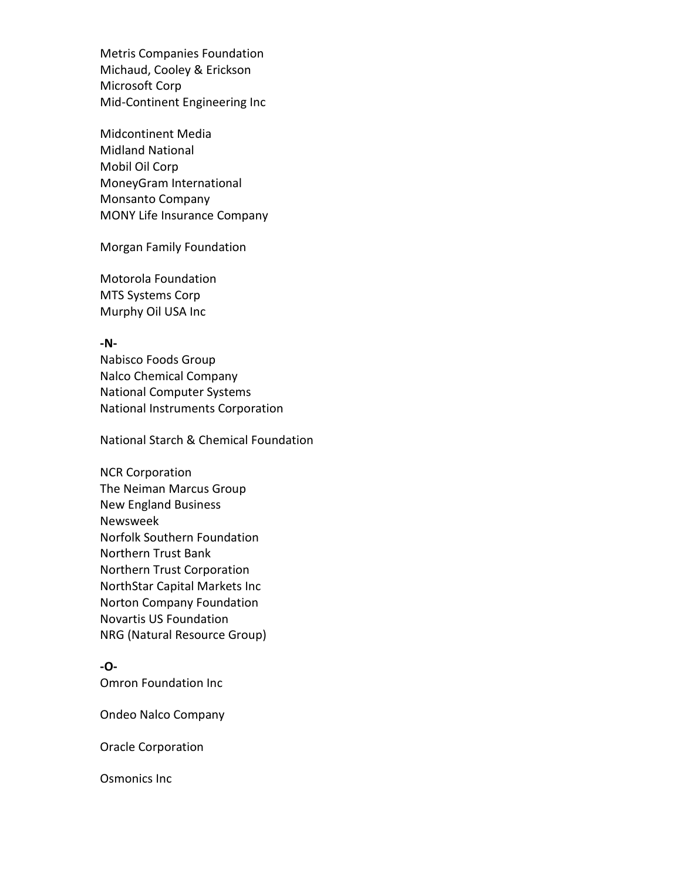Metris Companies Foundation
Michaud, Cooley & Erickson
Microsoft Corp
Mid-Continent Engineering Inc

Midcontinent Media
Midland National
Mobil Oil Corp
MoneyGram International
Monsanto Company
MONY Life Insurance Company

Morgan Family Foundation

Motorola Foundation
MTS Systems Corp
Murphy Oil USA Inc

**-N-**
Nabisco Foods Group
Nalco Chemical Company
National Computer Systems
National Instruments Corporation

National Starch & Chemical Foundation

NCR Corporation
The Neiman Marcus Group
New England Business
Newsweek
Norfolk Southern Foundation
Northern Trust Bank
Northern Trust Corporation
NorthStar Capital Markets Inc
Norton Company Foundation
Novartis US Foundation
NRG (Natural Resource Group)

**-O-**
Omron Foundation Inc

Ondeo Nalco Company

Oracle Corporation

Osmonics Inc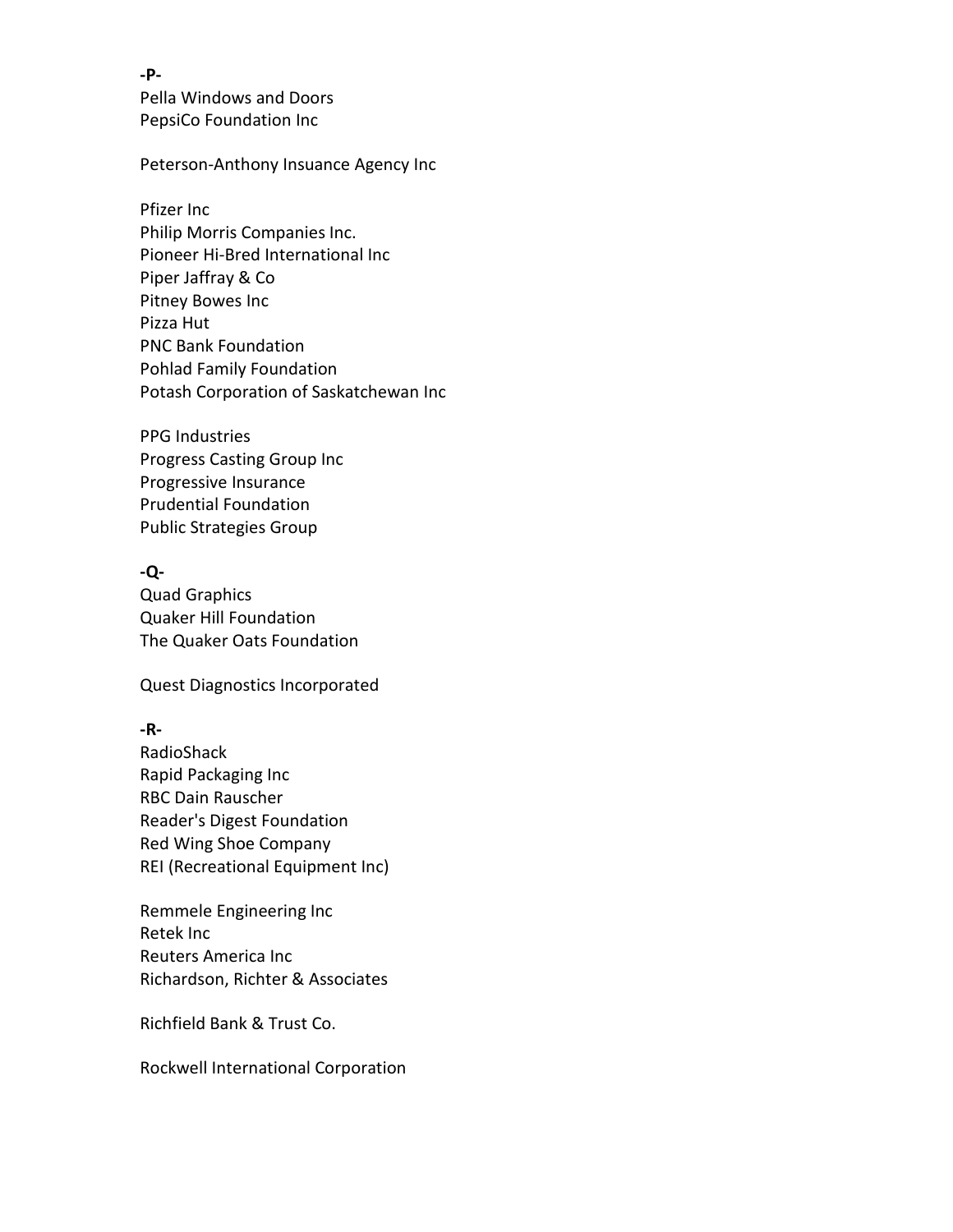**-P-**

Pella Windows and Doors
PepsiCo Foundation Inc

Peterson-Anthony Insuance Agency Inc

Pfizer Inc
Philip Morris Companies Inc.
Pioneer Hi-Bred International Inc
Piper Jaffray & Co
Pitney Bowes Inc
Pizza Hut
PNC Bank Foundation
Pohlad Family Foundation
Potash Corporation of Saskatchewan Inc

PPG Industries
Progress Casting Group Inc
Progressive Insurance
Prudential Foundation
Public Strategies Group

**-Q-**

Quad Graphics
Quaker Hill Foundation
The Quaker Oats Foundation

Quest Diagnostics Incorporated

**-R-**

RadioShack
Rapid Packaging Inc
RBC Dain Rauscher
Reader's Digest Foundation
Red Wing Shoe Company
REI (Recreational Equipment Inc)

Remmele Engineering Inc
Retek Inc
Reuters America Inc
Richardson, Richter & Associates

Richfield Bank & Trust Co.

Rockwell International Corporation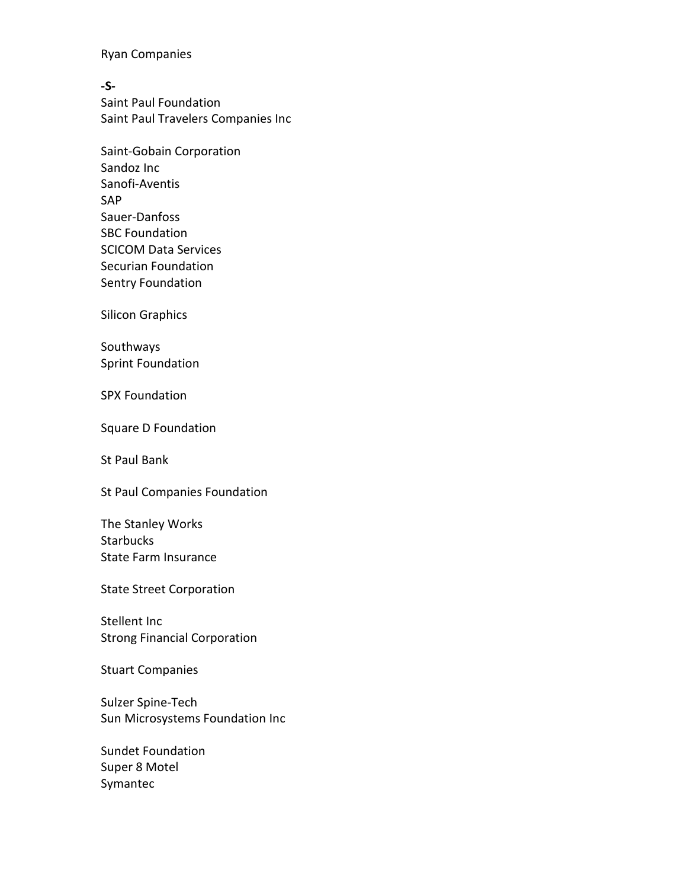Ryan Companies

**-S-**

Saint Paul Foundation
Saint Paul Travelers Companies Inc

Saint-Gobain Corporation
Sandoz Inc
Sanofi-Aventis
SAP
Sauer-Danfoss
SBC Foundation
SCICOM Data Services
Securian Foundation
Sentry Foundation

Silicon Graphics

Southways
Sprint Foundation

SPX Foundation

Square D Foundation

St Paul Bank

St Paul Companies Foundation

The Stanley Works
Starbucks
State Farm Insurance

State Street Corporation

Stellent Inc
Strong Financial Corporation

Stuart Companies

Sulzer Spine-Tech
Sun Microsystems Foundation Inc

Sundet Foundation
Super 8 Motel
Symantec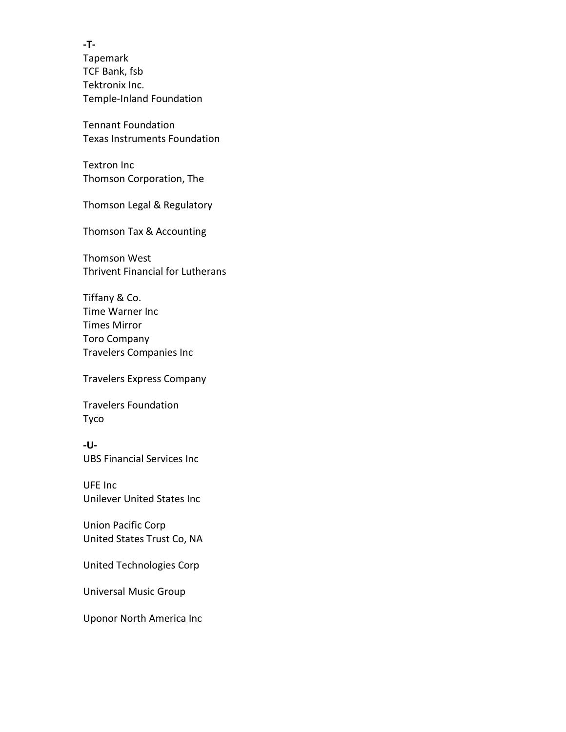**-T-**

Tapemark
TCF Bank, fsb
Tektronix Inc.
Temple-Inland Foundation

Tennant Foundation
Texas Instruments Foundation

Textron Inc
Thomson Corporation, The

Thomson Legal & Regulatory

Thomson Tax & Accounting

Thomson West
Thrivent Financial for Lutherans

Tiffany & Co.
Time Warner Inc
Times Mirror
Toro Company
Travelers Companies Inc

Travelers Express Company

Travelers Foundation
Tyco

**-U-**

UBS Financial Services Inc

UFE Inc
Unilever United States Inc

Union Pacific Corp
United States Trust Co, NA

United Technologies Corp

Universal Music Group

Uponor North America Inc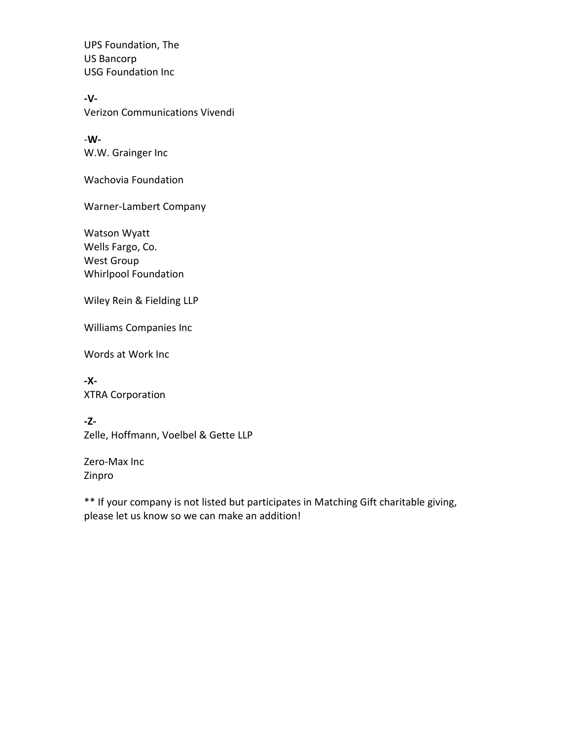UPS Foundation, The
US Bancorp
USG Foundation Inc

**-V-**
Verizon Communications Vivendi

-**W-**
W.W. Grainger Inc

Wachovia Foundation

Warner-Lambert Company

Watson Wyatt
Wells Fargo, Co.
West Group
Whirlpool Foundation

Wiley Rein & Fielding LLP

Williams Companies Inc

Words at Work Inc

**-X-**
XTRA Corporation

**-Z-**
Zelle, Hoffmann, Voelbel & Gette LLP

Zero-Max Inc
Zinpro

** If your company is not listed but participates in Matching Gift charitable giving, please let us know so we can make an addition!